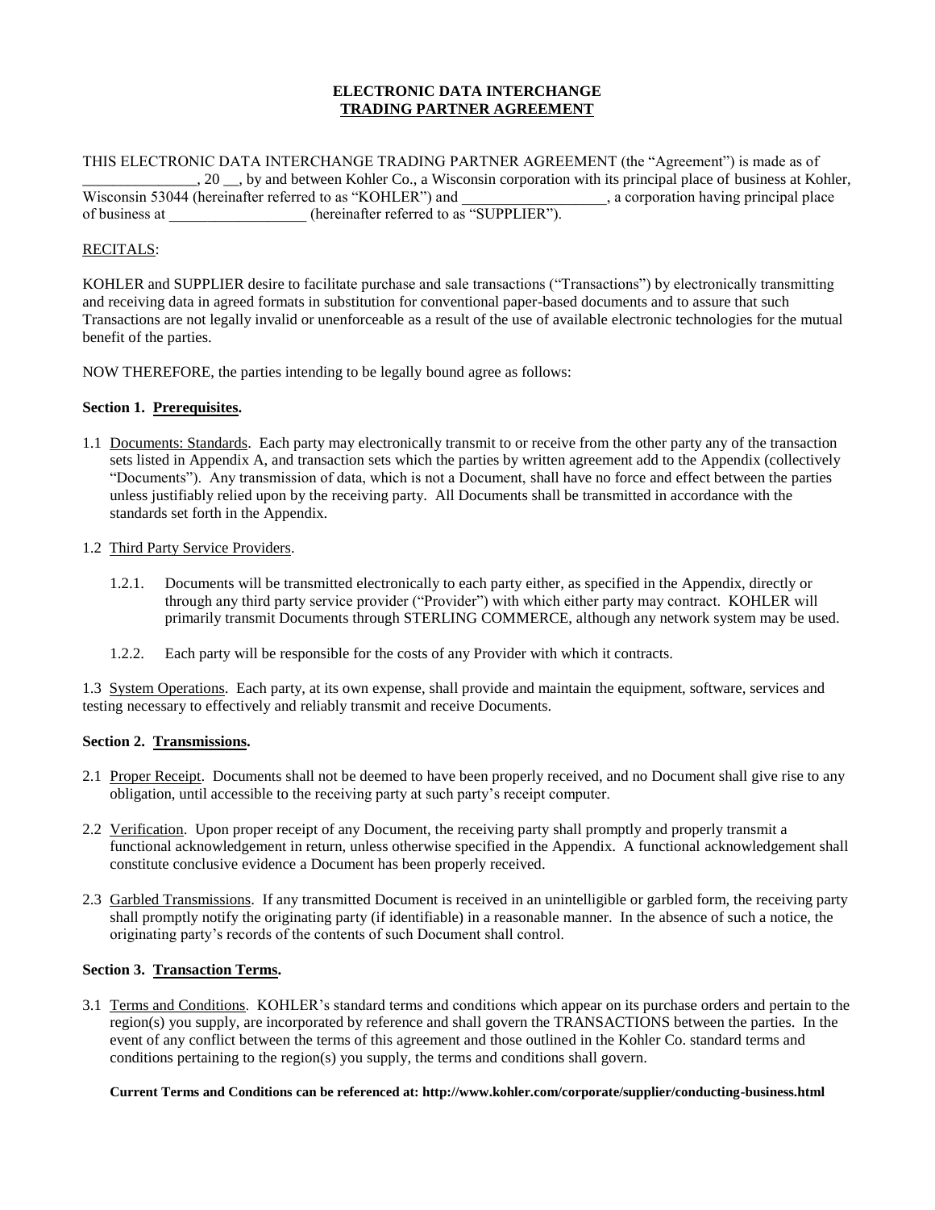# ELECTRONIC DATA INTERCHANGE
## TRADING PARTNER AGREEMENT

THIS ELECTRONIC DATA INTERCHANGE TRADING PARTNER AGREEMENT (the "Agreement") is made as of _______________, 20 __, by and between Kohler Co., a Wisconsin corporation with its principal place of business at Kohler, Wisconsin 53044 (hereinafter referred to as "KOHLER") and ___________________, a corporation having principal place of business at __________________ (hereinafter referred to as "SUPPLIER").

RECITALS:

KOHLER and SUPPLIER desire to facilitate purchase and sale transactions ("Transactions") by electronically transmitting and receiving data in agreed formats in substitution for conventional paper-based documents and to assure that such Transactions are not legally invalid or unenforceable as a result of the use of available electronic technologies for the mutual benefit of the parties.

NOW THEREFORE, the parties intending to be legally bound agree as follows:

**Section 1. Prerequisites.**

1.1 Documents: Standards. Each party may electronically transmit to or receive from the other party any of the transaction sets listed in Appendix A, and transaction sets which the parties by written agreement add to the Appendix (collectively "Documents"). Any transmission of data, which is not a Document, shall have no force and effect between the parties unless justifiably relied upon by the receiving party. All Documents shall be transmitted in accordance with the standards set forth in the Appendix.

1.2 Third Party Service Providers.

1.2.1. Documents will be transmitted electronically to each party either, as specified in the Appendix, directly or through any third party service provider ("Provider") with which either party may contract. KOHLER will primarily transmit Documents through STERLING COMMERCE, although any network system may be used.

1.2.2. Each party will be responsible for the costs of any Provider with which it contracts.

1.3 System Operations. Each party, at its own expense, shall provide and maintain the equipment, software, services and testing necessary to effectively and reliably transmit and receive Documents.

**Section 2. Transmissions.**

2.1 Proper Receipt. Documents shall not be deemed to have been properly received, and no Document shall give rise to any obligation, until accessible to the receiving party at such party's receipt computer.

2.2 Verification. Upon proper receipt of any Document, the receiving party shall promptly and properly transmit a functional acknowledgement in return, unless otherwise specified in the Appendix. A functional acknowledgement shall constitute conclusive evidence a Document has been properly received.

2.3 Garbled Transmissions. If any transmitted Document is received in an unintelligible or garbled form, the receiving party shall promptly notify the originating party (if identifiable) in a reasonable manner. In the absence of such a notice, the originating party's records of the contents of such Document shall control.

**Section 3. Transaction Terms.**

3.1 Terms and Conditions. KOHLER's standard terms and conditions which appear on its purchase orders and pertain to the region(s) you supply, are incorporated by reference and shall govern the TRANSACTIONS between the parties. In the event of any conflict between the terms of this agreement and those outlined in the Kohler Co. standard terms and conditions pertaining to the region(s) you supply, the terms and conditions shall govern.

**Current Terms and Conditions can be referenced at: http://www.kohler.com/corporate/supplier/conducting-business.html**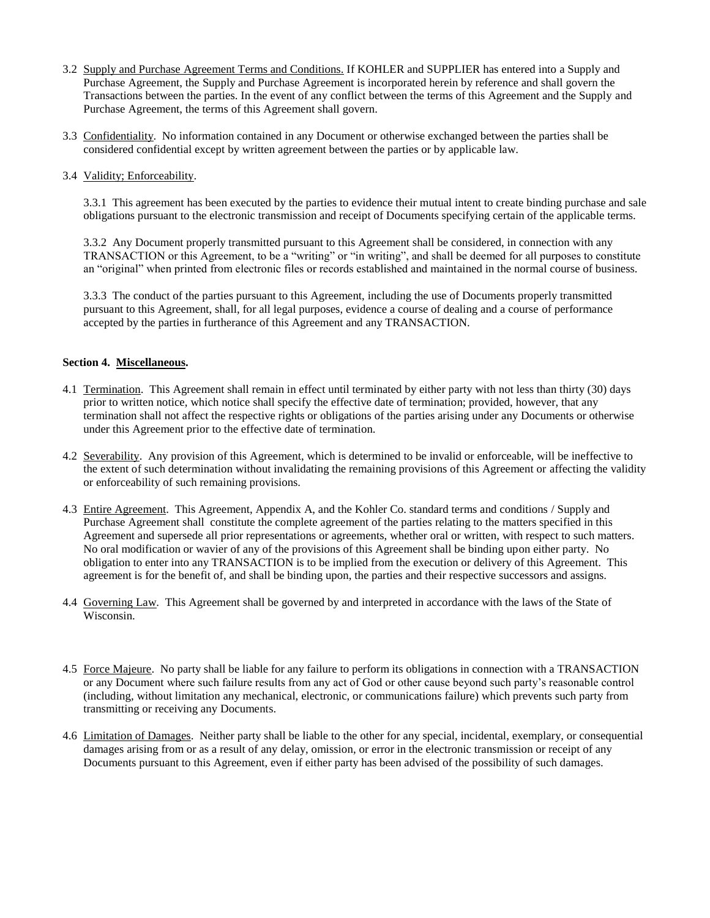3.2 Supply and Purchase Agreement Terms and Conditions. If KOHLER and SUPPLIER has entered into a Supply and Purchase Agreement, the Supply and Purchase Agreement is incorporated herein by reference and shall govern the Transactions between the parties. In the event of any conflict between the terms of this Agreement and the Supply and Purchase Agreement, the terms of this Agreement shall govern.

3.3 Confidentiality. No information contained in any Document or otherwise exchanged between the parties shall be considered confidential except by written agreement between the parties or by applicable law.

3.4 Validity; Enforceability.

3.3.1 This agreement has been executed by the parties to evidence their mutual intent to create binding purchase and sale obligations pursuant to the electronic transmission and receipt of Documents specifying certain of the applicable terms.

3.3.2 Any Document properly transmitted pursuant to this Agreement shall be considered, in connection with any TRANSACTION or this Agreement, to be a "writing" or "in writing", and shall be deemed for all purposes to constitute an "original" when printed from electronic files or records established and maintained in the normal course of business.

3.3.3 The conduct of the parties pursuant to this Agreement, including the use of Documents properly transmitted pursuant to this Agreement, shall, for all legal purposes, evidence a course of dealing and a course of performance accepted by the parties in furtherance of this Agreement and any TRANSACTION.

**Section 4. Miscellaneous.**

4.1 Termination. This Agreement shall remain in effect until terminated by either party with not less than thirty (30) days prior to written notice, which notice shall specify the effective date of termination; provided, however, that any termination shall not affect the respective rights or obligations of the parties arising under any Documents or otherwise under this Agreement prior to the effective date of termination.

4.2 Severability. Any provision of this Agreement, which is determined to be invalid or enforceable, will be ineffective to the extent of such determination without invalidating the remaining provisions of this Agreement or affecting the validity or enforceability of such remaining provisions.

4.3 Entire Agreement. This Agreement, Appendix A, and the Kohler Co. standard terms and conditions / Supply and Purchase Agreement shall constitute the complete agreement of the parties relating to the matters specified in this Agreement and supersede all prior representations or agreements, whether oral or written, with respect to such matters. No oral modification or wavier of any of the provisions of this Agreement shall be binding upon either party. No obligation to enter into any TRANSACTION is to be implied from the execution or delivery of this Agreement. This agreement is for the benefit of, and shall be binding upon, the parties and their respective successors and assigns.

4.4 Governing Law. This Agreement shall be governed by and interpreted in accordance with the laws of the State of Wisconsin.

4.5 Force Majeure. No party shall be liable for any failure to perform its obligations in connection with a TRANSACTION or any Document where such failure results from any act of God or other cause beyond such party's reasonable control (including, without limitation any mechanical, electronic, or communications failure) which prevents such party from transmitting or receiving any Documents.

4.6 Limitation of Damages. Neither party shall be liable to the other for any special, incidental, exemplary, or consequential damages arising from or as a result of any delay, omission, or error in the electronic transmission or receipt of any Documents pursuant to this Agreement, even if either party has been advised of the possibility of such damages.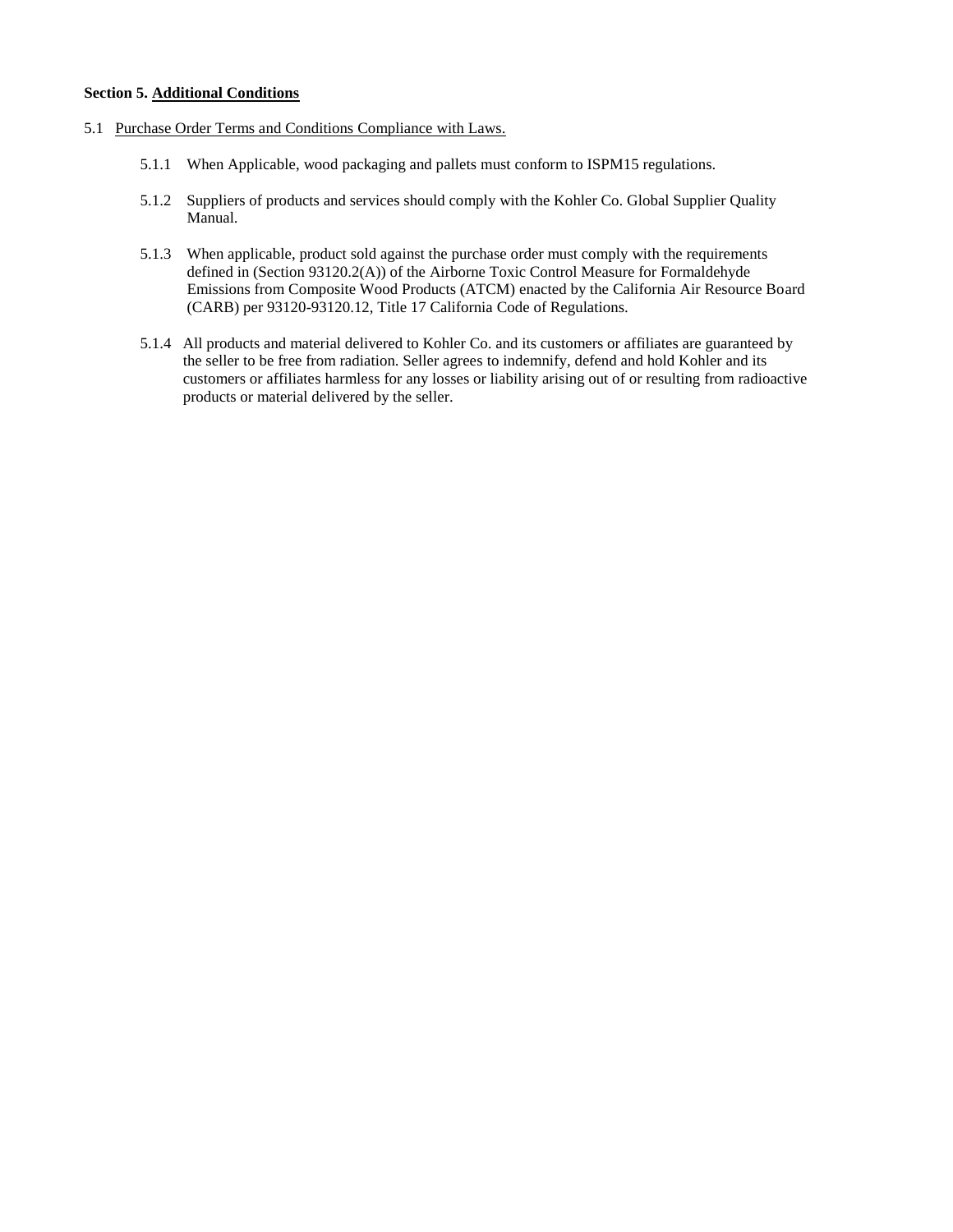**Section 5. Additional Conditions**

5.1 Purchase Order Terms and Conditions Compliance with Laws.

5.1.1 When Applicable, wood packaging and pallets must conform to ISPM15 regulations.

5.1.2 Suppliers of products and services should comply with the Kohler Co. Global Supplier Quality Manual.

5.1.3 When applicable, product sold against the purchase order must comply with the requirements defined in (Section 93120.2(A)) of the Airborne Toxic Control Measure for Formaldehyde Emissions from Composite Wood Products (ATCM) enacted by the California Air Resource Board (CARB) per 93120-93120.12, Title 17 California Code of Regulations.

5.1.4 All products and material delivered to Kohler Co. and its customers or affiliates are guaranteed by the seller to be free from radiation. Seller agrees to indemnify, defend and hold Kohler and its customers or affiliates harmless for any losses or liability arising out of or resulting from radioactive products or material delivered by the seller.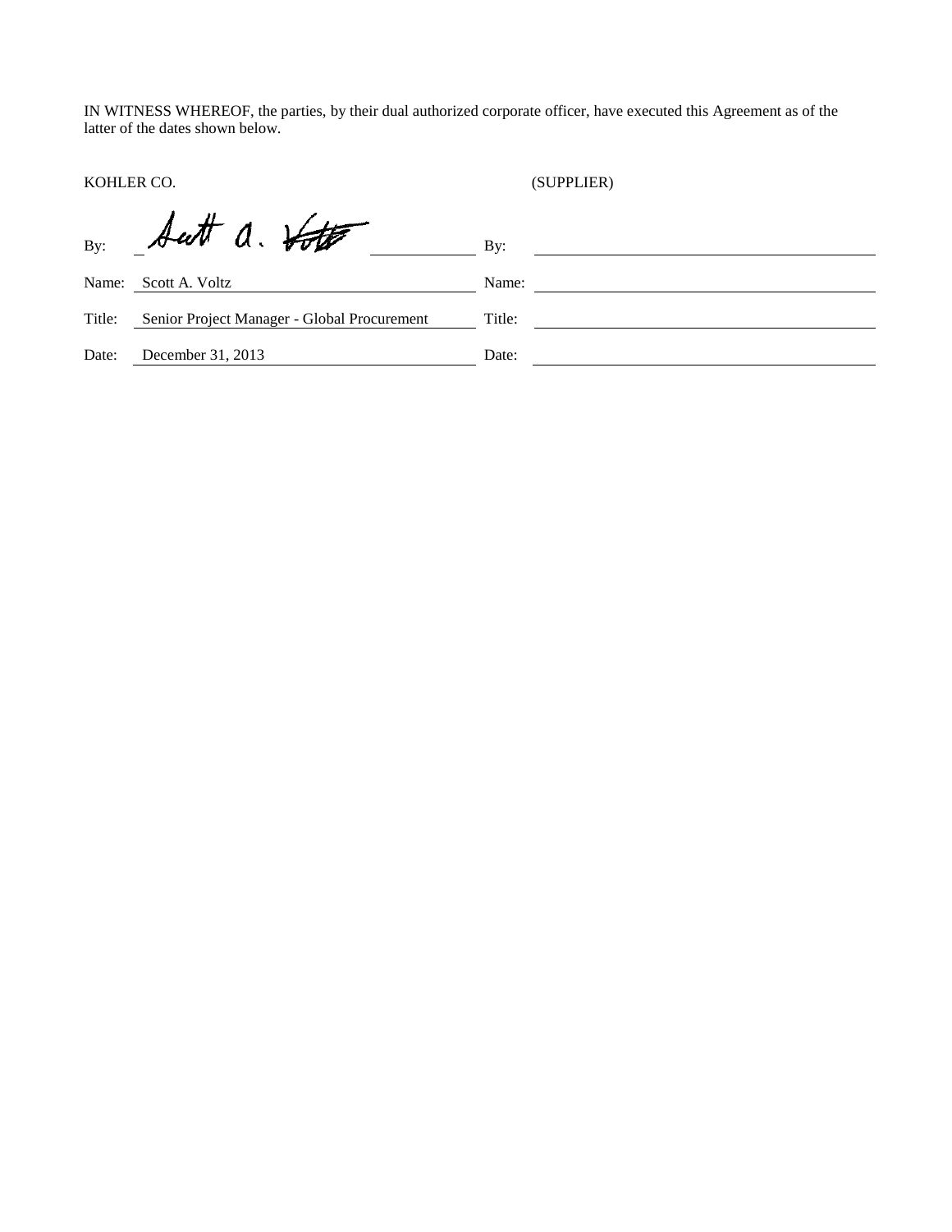IN WITNESS WHEREOF, the parties, by their dual authorized corporate officer, have executed this Agreement as of the latter of the dates shown below.

| KOHLER CO. | | (SUPPLIER) | |
|---|---|---|---|
| By: | Scott A. Voltz | By: | |
| Name: | Scott A. Voltz | Name: | |
| Title: | Senior Project Manager - Global Procurement | Title: | |
| Date: | December 31, 2013 | Date: | |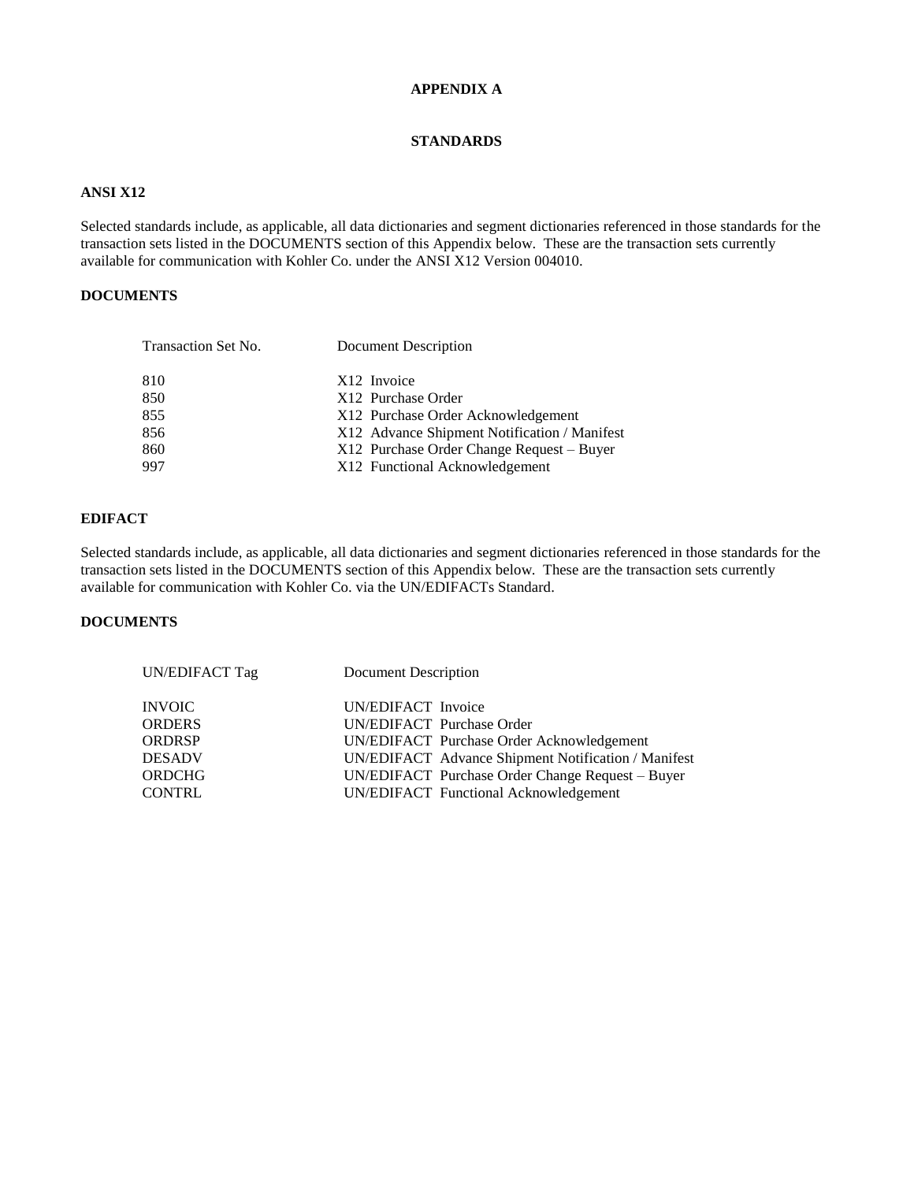# APPENDIX A

## STANDARDS

### ANSI X12

Selected standards include, as applicable, all data dictionaries and segment dictionaries referenced in those standards for the transaction sets listed in the DOCUMENTS section of this Appendix below. These are the transaction sets currently available for communication with Kohler Co. under the ANSI X12 Version 004010.

### DOCUMENTS

| Transaction Set No. | Document Description |
|---|---|
| 810 | X12 Invoice |
| 850 | X12 Purchase Order |
| 855 | X12 Purchase Order Acknowledgement |
| 856 | X12 Advance Shipment Notification / Manifest |
| 860 | X12 Purchase Order Change Request – Buyer |
| 997 | X12 Functional Acknowledgement |

### EDIFACT

Selected standards include, as applicable, all data dictionaries and segment dictionaries referenced in those standards for the transaction sets listed in the DOCUMENTS section of this Appendix below. These are the transaction sets currently available for communication with Kohler Co. via the UN/EDIFACTs Standard.

### DOCUMENTS

| UN/EDIFACT Tag | Document Description |
|---|---|
| INVOIC | UN/EDIFACT Invoice |
| ORDERS | UN/EDIFACT Purchase Order |
| ORDRSP | UN/EDIFACT Purchase Order Acknowledgement |
| DESADV | UN/EDIFACT Advance Shipment Notification / Manifest |
| ORDCHG | UN/EDIFACT Purchase Order Change Request – Buyer |
| CONTRL | UN/EDIFACT Functional Acknowledgement |